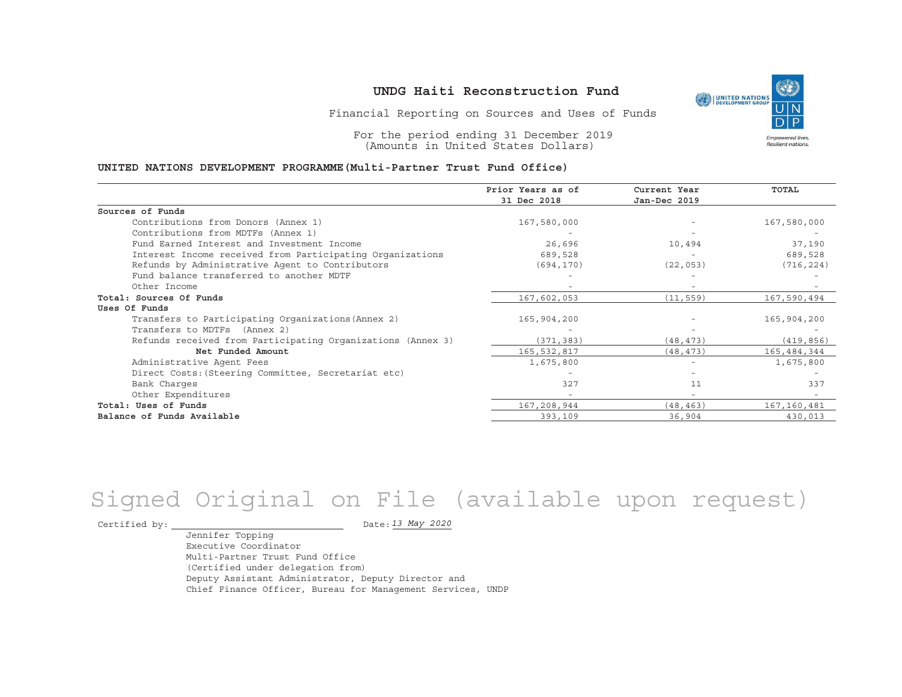# UNDG Haiti Reconstruction Fund

Financial Reporting on Sources and Uses of Funds

For the period ending 31 December 2019
(Amounts in United States Dollars)

**UNITED NATIONS DEVELOPMENT PROGRAMME(Multi-Partner Trust Fund Office)**

| | Prior Years as of 31 Dec 2018 | Current Year Jan-Dec 2019 | TOTAL |
|---|---|---|---|
| **Sources of Funds** | | | |
| Contributions from Donors (Annex 1) | 167,580,000 | - | 167,580,000 |
| Contributions from MDTFs (Annex 1) | - | - | - |
| Fund Earned Interest and Investment Income | 26,696 | 10,494 | 37,190 |
| Interest Income received from Participating Organizations | 689,528 | - | 689,528 |
| Refunds by Administrative Agent to Contributors | (694,170) | (22,053) | (716,224) |
| Fund balance transferred to another MDTF | - | - | - |
| Other Income | - | - | - |
| **Total: Sources Of Funds** | 167,602,053 | (11,559) | 167,590,494 |
| **Uses Of Funds** | | | |
| Transfers to Participating Organizations(Annex 2) | 165,904,200 | - | 165,904,200 |
| Transfers to MDTFs (Annex 2) | - | - | - |
| Refunds received from Participating Organizations (Annex 3) | (371,383) | (48,473) | (419,856) |
| **Net Funded Amount** | 165,532,817 | (48,473) | 165,484,344 |
| Administrative Agent Fees | 1,675,800 | - | 1,675,800 |
| Direct Costs:(Steering Committee, Secretariat etc) | - | - | - |
| Bank Charges | 327 | 11 | 337 |
| Other Expenditures | - | - | - |
| **Total: Uses of Funds** | 167,208,944 | (48,463) | 167,160,481 |
| **Balance of Funds Available** | 393,109 | 36,904 | 430,013 |

Signed Original on File (available upon request)

Certified by: ____________________ Date: *13 May 2020*

Jennifer Topping
Executive Coordinator
Multi-Partner Trust Fund Office
(Certified under delegation from)
Deputy Assistant Administrator, Deputy Director and
Chief Finance Officer, Bureau for Management Services, UNDP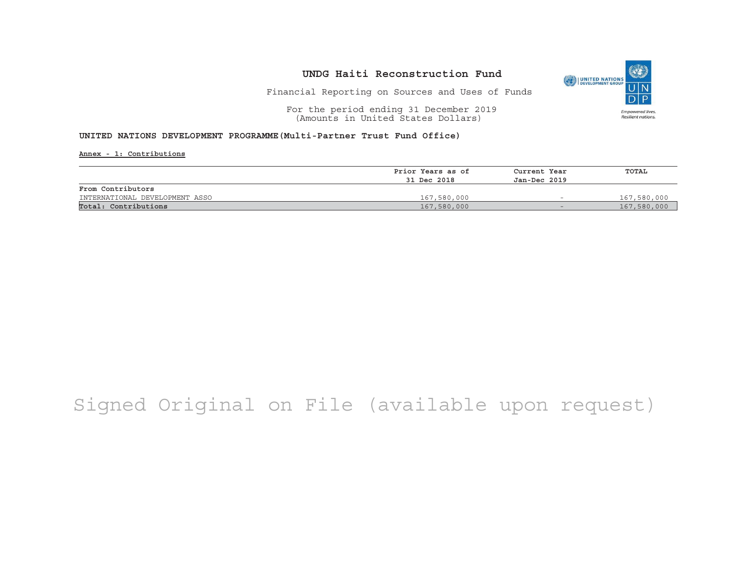# UNDG Haiti Reconstruction Fund

Financial Reporting on Sources and Uses of Funds

For the period ending 31 December 2019
(Amounts in United States Dollars)

**UNITED NATIONS DEVELOPMENT PROGRAMME(Multi-Partner Trust Fund Office)**

**Annex - 1: Contributions**

| | Prior Years as of 31 Dec 2018 | Current Year Jan-Dec 2019 | TOTAL |
|---|---|---|---|
| **From Contributors** | | | |
| INTERNATIONAL DEVELOPMENT ASSO | 167,580,000 | - | 167,580,000 |
| **Total: Contributions** | 167,580,000 | - | 167,580,000 |

Signed Original on File (available upon request)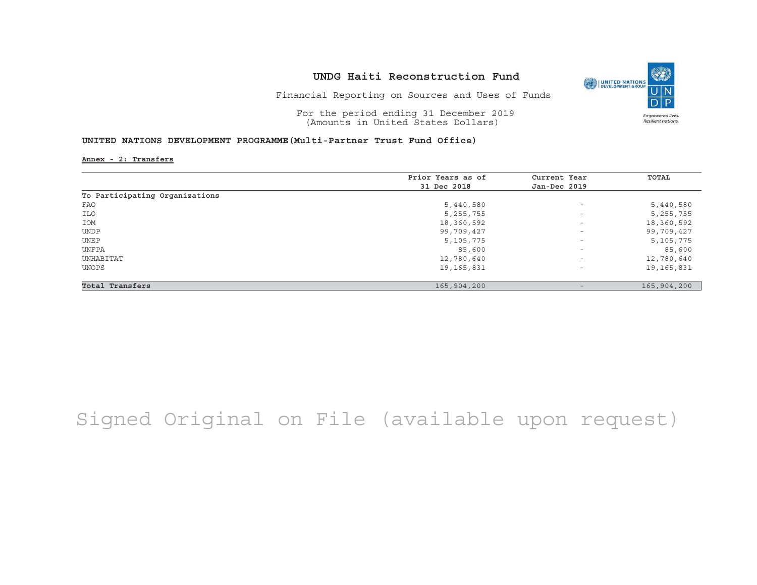# UNDG Haiti Reconstruction Fund

Financial Reporting on Sources and Uses of Funds

For the period ending 31 December 2019
(Amounts in United States Dollars)

## UNITED NATIONS DEVELOPMENT PROGRAMME(Multi-Partner Trust Fund Office)

**Annex - 2: Transfers**

| | Prior Years as of 31 Dec 2018 | Current Year Jan-Dec 2019 | TOTAL |
|---|---|---|---|
| To Participating Organizations | | | |
| FAO | 5,440,580 | - | 5,440,580 |
| ILO | 5,255,755 | - | 5,255,755 |
| IOM | 18,360,592 | - | 18,360,592 |
| UNDP | 99,709,427 | - | 99,709,427 |
| UNEP | 5,105,775 | - | 5,105,775 |
| UNFPA | 85,600 | - | 85,600 |
| UNHABITAT | 12,780,640 | - | 12,780,640 |
| UNOPS | 19,165,831 | - | 19,165,831 |
| **Total Transfers** | 165,904,200 | - | 165,904,200 |

Signed Original on File (available upon request)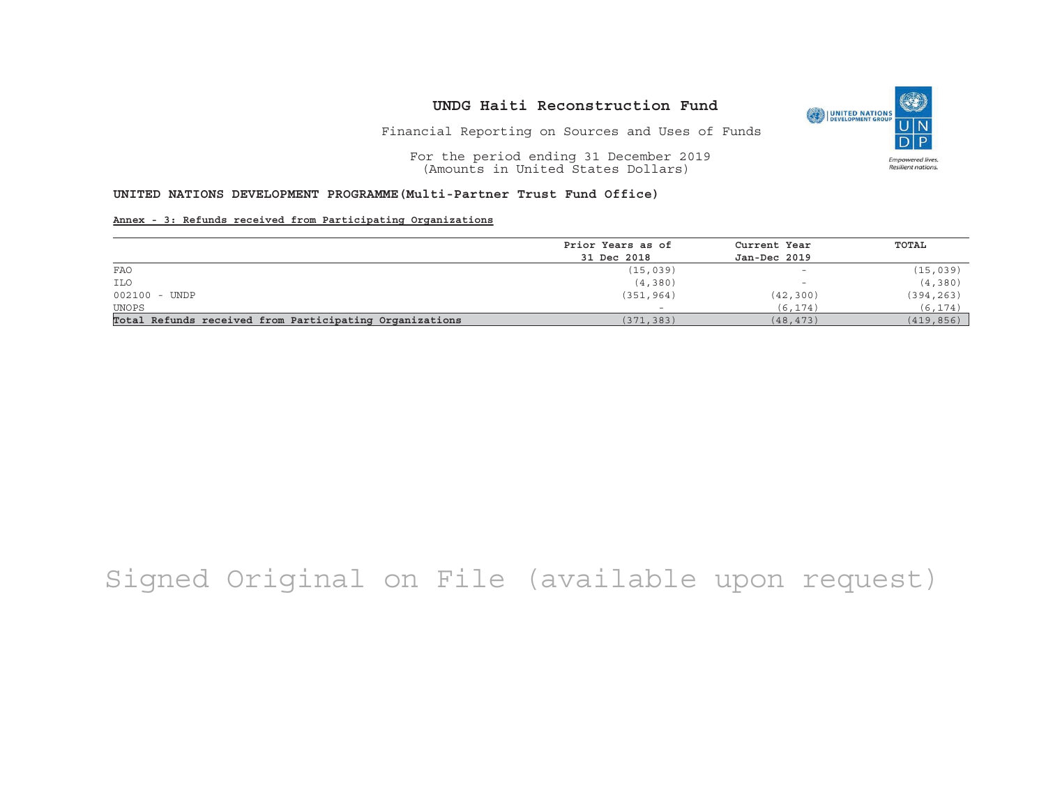# UNDG Haiti Reconstruction Fund

Financial Reporting on Sources and Uses of Funds

For the period ending 31 December 2019
(Amounts in United States Dollars)

**UNITED NATIONS DEVELOPMENT PROGRAMME(Multi-Partner Trust Fund Office)**

**Annex - 3: Refunds received from Participating Organizations**

| | Prior Years as of 31 Dec 2018 | Current Year Jan-Dec 2019 | TOTAL |
|---|---|---|---|
| FAO | (15,039) | - | (15,039) |
| ILO | (4,380) | - | (4,380) |
| 002100 - UNDP | (351,964) | (42,300) | (394,263) |
| UNOPS | - | (6,174) | (6,174) |
| **Total Refunds received from Participating Organizations** | (371,383) | (48,473) | (419,856) |

Signed Original on File (available upon request)